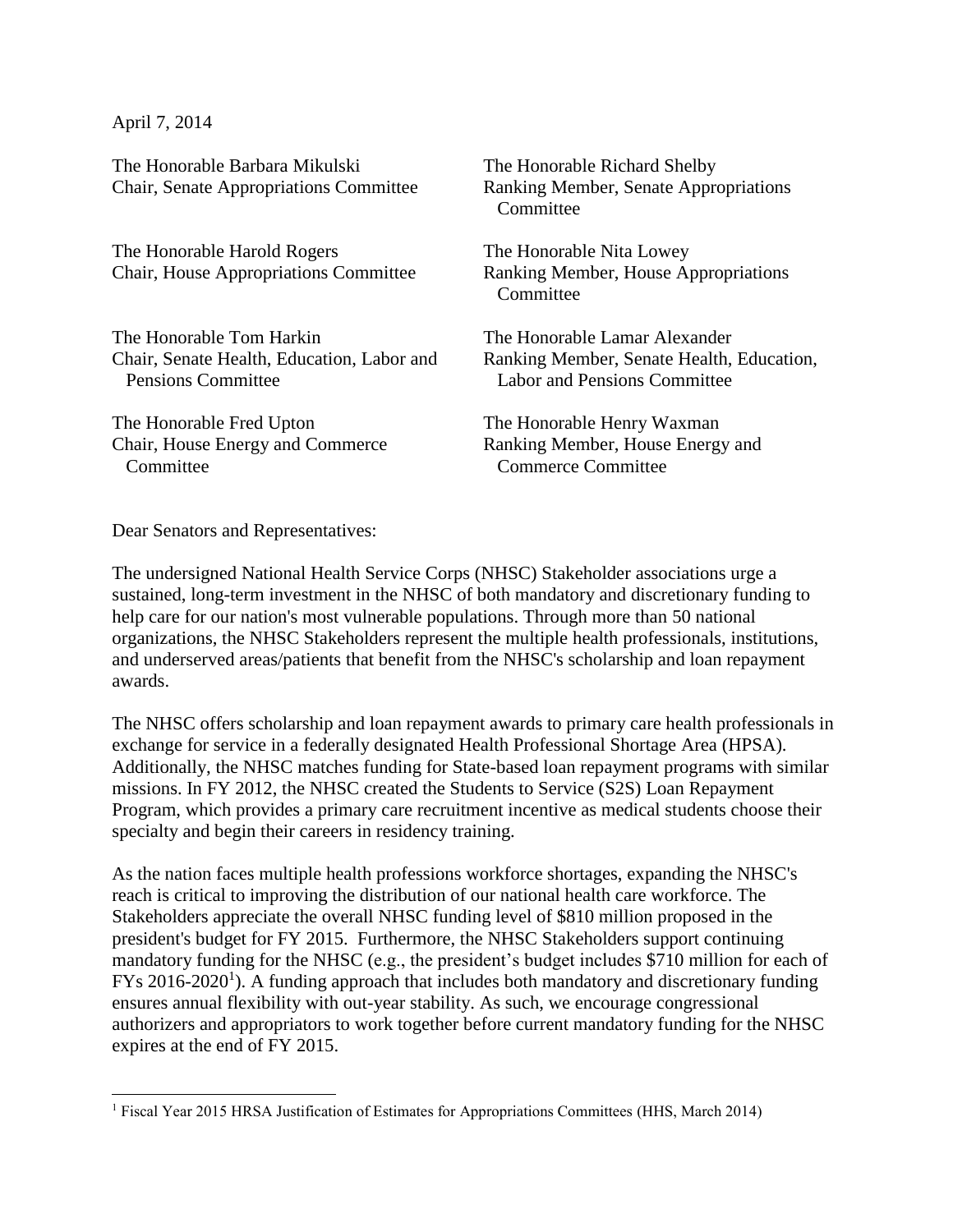April 7, 2014

The Honorable Barbara Mikulski
Chair, Senate Appropriations Committee

The Honorable Richard Shelby
Ranking Member, Senate Appropriations Committee

The Honorable Harold Rogers
Chair, House Appropriations Committee

The Honorable Nita Lowey
Ranking Member, House Appropriations Committee

The Honorable Tom Harkin
Chair, Senate Health, Education, Labor and Pensions Committee

The Honorable Lamar Alexander
Ranking Member, Senate Health, Education, Labor and Pensions Committee

The Honorable Fred Upton
Chair, House Energy and Commerce Committee

The Honorable Henry Waxman
Ranking Member, House Energy and Commerce Committee

Dear Senators and Representatives:

The undersigned National Health Service Corps (NHSC) Stakeholder associations urge a sustained, long-term investment in the NHSC of both mandatory and discretionary funding to help care for our nation's most vulnerable populations. Through more than 50 national organizations, the NHSC Stakeholders represent the multiple health professionals, institutions, and underserved areas/patients that benefit from the NHSC's scholarship and loan repayment awards.

The NHSC offers scholarship and loan repayment awards to primary care health professionals in exchange for service in a federally designated Health Professional Shortage Area (HPSA). Additionally, the NHSC matches funding for State-based loan repayment programs with similar missions. In FY 2012, the NHSC created the Students to Service (S2S) Loan Repayment Program, which provides a primary care recruitment incentive as medical students choose their specialty and begin their careers in residency training.

As the nation faces multiple health professions workforce shortages, expanding the NHSC's reach is critical to improving the distribution of our national health care workforce. The Stakeholders appreciate the overall NHSC funding level of $810 million proposed in the president's budget for FY 2015. Furthermore, the NHSC Stakeholders support continuing mandatory funding for the NHSC (e.g., the president's budget includes $710 million for each of FYs 2016-2020[1]). A funding approach that includes both mandatory and discretionary funding ensures annual flexibility with out-year stability. As such, we encourage congressional authorizers and appropriators to work together before current mandatory funding for the NHSC expires at the end of FY 2015.

---

[1] Fiscal Year 2015 HRSA Justification of Estimates for Appropriations Committees (HHS, March 2014)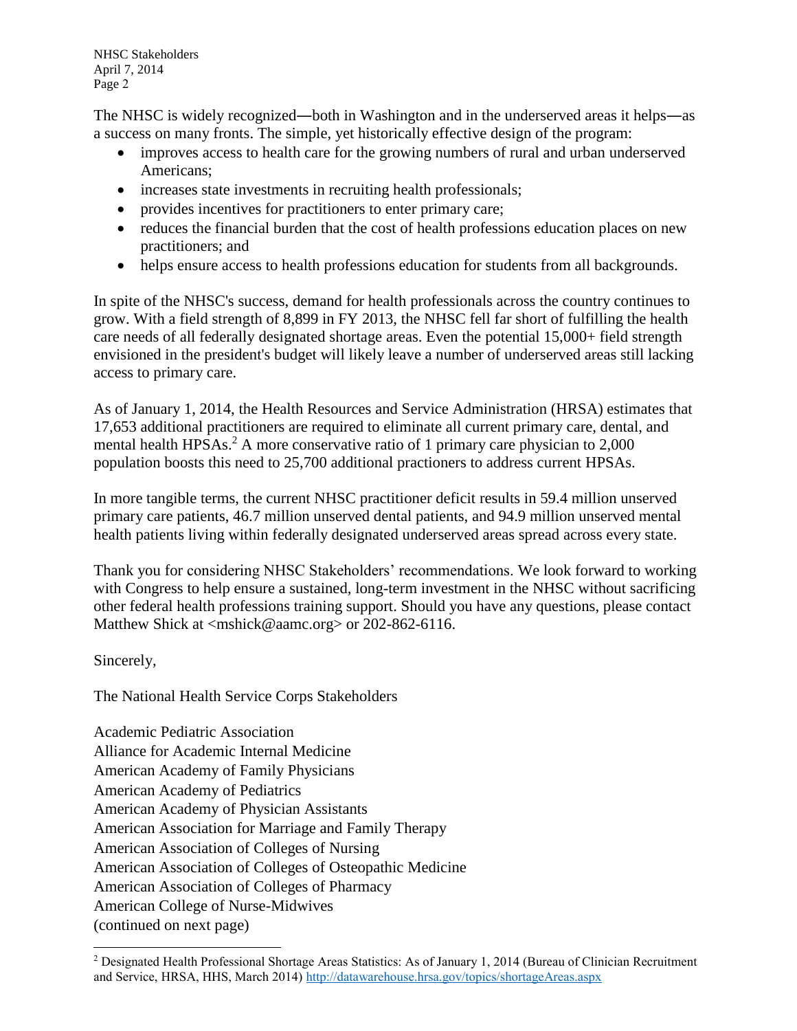The NHSC is widely recognized―both in Washington and in the underserved areas it helps―as a success on many fronts. The simple, yet historically effective design of the program:

- improves access to health care for the growing numbers of rural and urban underserved Americans;
- increases state investments in recruiting health professionals;
- provides incentives for practitioners to enter primary care;
- reduces the financial burden that the cost of health professions education places on new practitioners; and
- helps ensure access to health professions education for students from all backgrounds.

In spite of the NHSC's success, demand for health professionals across the country continues to grow. With a field strength of 8,899 in FY 2013, the NHSC fell far short of fulfilling the health care needs of all federally designated shortage areas. Even the potential 15,000+ field strength envisioned in the president's budget will likely leave a number of underserved areas still lacking access to primary care.

As of January 1, 2014, the Health Resources and Service Administration (HRSA) estimates that 17,653 additional practitioners are required to eliminate all current primary care, dental, and mental health HPSAs.[2] A more conservative ratio of 1 primary care physician to 2,000 population boosts this need to 25,700 additional practioners to address current HPSAs.

In more tangible terms, the current NHSC practitioner deficit results in 59.4 million unserved primary care patients, 46.7 million unserved dental patients, and 94.9 million unserved mental health patients living within federally designated underserved areas spread across every state.

Thank you for considering NHSC Stakeholders' recommendations. We look forward to working with Congress to help ensure a sustained, long-term investment in the NHSC without sacrificing other federal health professions training support. Should you have any questions, please contact Matthew Shick at <mshick@aamc.org> or 202-862-6116.

Sincerely,

The National Health Service Corps Stakeholders

Academic Pediatric Association
Alliance for Academic Internal Medicine
American Academy of Family Physicians
American Academy of Pediatrics
American Academy of Physician Assistants
American Association for Marriage and Family Therapy
American Association of Colleges of Nursing
American Association of Colleges of Osteopathic Medicine
American Association of Colleges of Pharmacy
American College of Nurse-Midwives
(continued on next page)

---

[2] Designated Health Professional Shortage Areas Statistics: As of January 1, 2014 (Bureau of Clinician Recruitment and Service, HRSA, HHS, March 2014) http://datawarehouse.hrsa.gov/topics/shortageAreas.aspx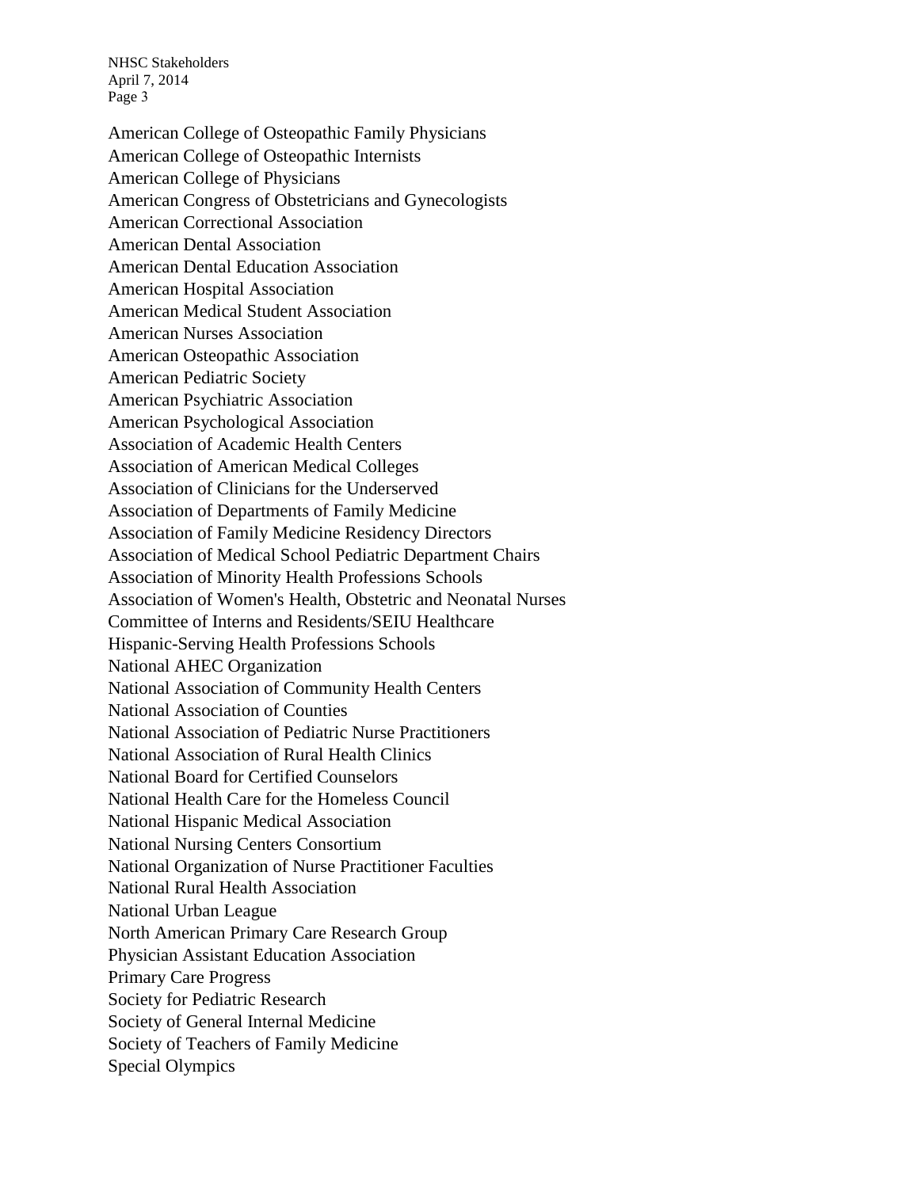American College of Osteopathic Family Physicians
American College of Osteopathic Internists
American College of Physicians
American Congress of Obstetricians and Gynecologists
American Correctional Association
American Dental Association
American Dental Education Association
American Hospital Association
American Medical Student Association
American Nurses Association
American Osteopathic Association
American Pediatric Society
American Psychiatric Association
American Psychological Association
Association of Academic Health Centers
Association of American Medical Colleges
Association of Clinicians for the Underserved
Association of Departments of Family Medicine
Association of Family Medicine Residency Directors
Association of Medical School Pediatric Department Chairs
Association of Minority Health Professions Schools
Association of Women's Health, Obstetric and Neonatal Nurses
Committee of Interns and Residents/SEIU Healthcare
Hispanic-Serving Health Professions Schools
National AHEC Organization
National Association of Community Health Centers
National Association of Counties
National Association of Pediatric Nurse Practitioners
National Association of Rural Health Clinics
National Board for Certified Counselors
National Health Care for the Homeless Council
National Hispanic Medical Association
National Nursing Centers Consortium
National Organization of Nurse Practitioner Faculties
National Rural Health Association
National Urban League
North American Primary Care Research Group
Physician Assistant Education Association
Primary Care Progress
Society for Pediatric Research
Society of General Internal Medicine
Society of Teachers of Family Medicine
Special Olympics